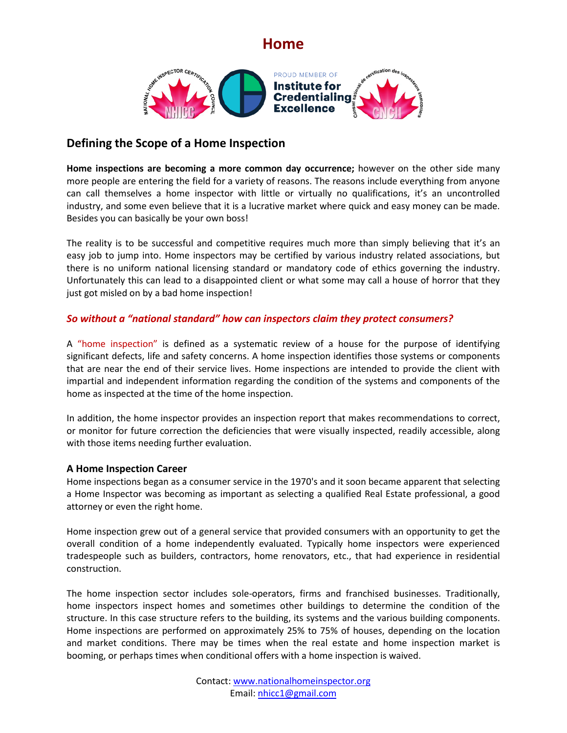# Home

## Defining the Scope of a Home Inspection

**Home inspections are becoming a more common day occurrence;** however on the other side many more people are entering the field for a variety of reasons. The reasons include everything from anyone can call themselves a home inspector with little or virtually no qualifications, it's an uncontrolled industry, and some even believe that it is a lucrative market where quick and easy money can be made. Besides you can basically be your own boss!

The reality is to be successful and competitive requires much more than simply believing that it's an easy job to jump into. Home inspectors may be certified by various industry related associations, but there is no uniform national licensing standard or mandatory code of ethics governing the industry. Unfortunately this can lead to a disappointed client or what some may call a house of horror that they just got misled on by a bad home inspection!

***So without a "national standard" how can inspectors claim they protect consumers?***

A "home inspection" is defined as a systematic review of a house for the purpose of identifying significant defects, life and safety concerns. A home inspection identifies those systems or components that are near the end of their service lives. Home inspections are intended to provide the client with impartial and independent information regarding the condition of the systems and components of the home as inspected at the time of the home inspection.

In addition, the home inspector provides an inspection report that makes recommendations to correct, or monitor for future correction the deficiencies that were visually inspected, readily accessible, along with those items needing further evaluation.

### A Home Inspection Career

Home inspections began as a consumer service in the 1970's and it soon became apparent that selecting a Home Inspector was becoming as important as selecting a qualified Real Estate professional, a good attorney or even the right home.

Home inspection grew out of a general service that provided consumers with an opportunity to get the overall condition of a home independently evaluated. Typically home inspectors were experienced tradespeople such as builders, contractors, home renovators, etc., that had experience in residential construction.

The home inspection sector includes sole-operators, firms and franchised businesses. Traditionally, home inspectors inspect homes and sometimes other buildings to determine the condition of the structure. In this case structure refers to the building, its systems and the various building components. Home inspections are performed on approximately 25% to 75% of houses, depending on the location and market conditions. There may be times when the real estate and home inspection market is booming, or perhaps times when conditional offers with a home inspection is waived.

Contact: www.nationalhomeinspector.org
Email: nhicc1@gmail.com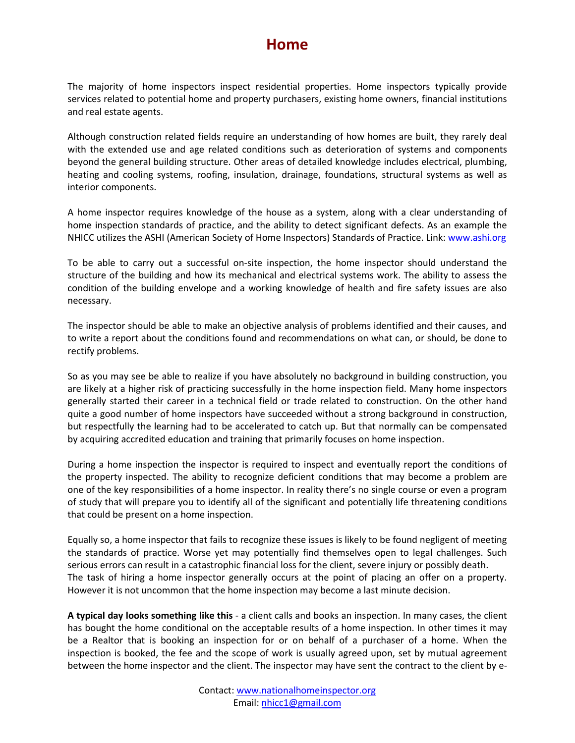# Home

The majority of home inspectors inspect residential properties. Home inspectors typically provide services related to potential home and property purchasers, existing home owners, financial institutions and real estate agents.

Although construction related fields require an understanding of how homes are built, they rarely deal with the extended use and age related conditions such as deterioration of systems and components beyond the general building structure. Other areas of detailed knowledge includes electrical, plumbing, heating and cooling systems, roofing, insulation, drainage, foundations, structural systems as well as interior components.

A home inspector requires knowledge of the house as a system, along with a clear understanding of home inspection standards of practice, and the ability to detect significant defects. As an example the NHICC utilizes the ASHI (American Society of Home Inspectors) Standards of Practice. Link: www.ashi.org

To be able to carry out a successful on-site inspection, the home inspector should understand the structure of the building and how its mechanical and electrical systems work. The ability to assess the condition of the building envelope and a working knowledge of health and fire safety issues are also necessary.

The inspector should be able to make an objective analysis of problems identified and their causes, and to write a report about the conditions found and recommendations on what can, or should, be done to rectify problems.

So as you may see be able to realize if you have absolutely no background in building construction, you are likely at a higher risk of practicing successfully in the home inspection field. Many home inspectors generally started their career in a technical field or trade related to construction. On the other hand quite a good number of home inspectors have succeeded without a strong background in construction, but respectfully the learning had to be accelerated to catch up. But that normally can be compensated by acquiring accredited education and training that primarily focuses on home inspection.

During a home inspection the inspector is required to inspect and eventually report the conditions of the property inspected. The ability to recognize deficient conditions that may become a problem are one of the key responsibilities of a home inspector. In reality there's no single course or even a program of study that will prepare you to identify all of the significant and potentially life threatening conditions that could be present on a home inspection.

Equally so, a home inspector that fails to recognize these issues is likely to be found negligent of meeting the standards of practice. Worse yet may potentially find themselves open to legal challenges. Such serious errors can result in a catastrophic financial loss for the client, severe injury or possibly death.
The task of hiring a home inspector generally occurs at the point of placing an offer on a property. However it is not uncommon that the home inspection may become a last minute decision.

**A typical day looks something like this** - a client calls and books an inspection. In many cases, the client has bought the home conditional on the acceptable results of a home inspection. In other times it may be a Realtor that is booking an inspection for or on behalf of a purchaser of a home. When the inspection is booked, the fee and the scope of work is usually agreed upon, set by mutual agreement between the home inspector and the client. The inspector may have sent the contract to the client by e-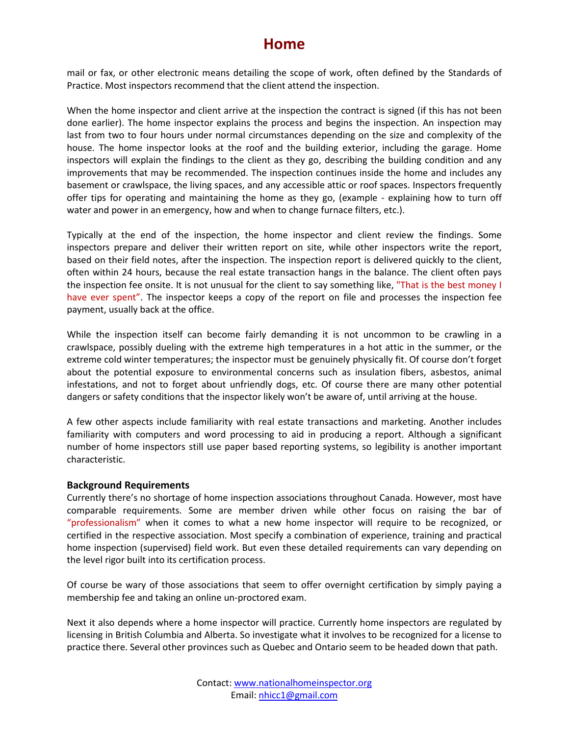mail or fax, or other electronic means detailing the scope of work, often defined by the Standards of Practice. Most inspectors recommend that the client attend the inspection.

When the home inspector and client arrive at the inspection the contract is signed (if this has not been done earlier). The home inspector explains the process and begins the inspection. An inspection may last from two to four hours under normal circumstances depending on the size and complexity of the house. The home inspector looks at the roof and the building exterior, including the garage. Home inspectors will explain the findings to the client as they go, describing the building condition and any improvements that may be recommended. The inspection continues inside the home and includes any basement or crawlspace, the living spaces, and any accessible attic or roof spaces. Inspectors frequently offer tips for operating and maintaining the home as they go, (example - explaining how to turn off water and power in an emergency, how and when to change furnace filters, etc.).

Typically at the end of the inspection, the home inspector and client review the findings. Some inspectors prepare and deliver their written report on site, while other inspectors write the report, based on their field notes, after the inspection. The inspection report is delivered quickly to the client, often within 24 hours, because the real estate transaction hangs in the balance. The client often pays the inspection fee onsite. It is not unusual for the client to say something like, "That is the best money I have ever spent". The inspector keeps a copy of the report on file and processes the inspection fee payment, usually back at the office.

While the inspection itself can become fairly demanding it is not uncommon to be crawling in a crawlspace, possibly dueling with the extreme high temperatures in a hot attic in the summer, or the extreme cold winter temperatures; the inspector must be genuinely physically fit. Of course don't forget about the potential exposure to environmental concerns such as insulation fibers, asbestos, animal infestations, and not to forget about unfriendly dogs, etc. Of course there are many other potential dangers or safety conditions that the inspector likely won't be aware of, until arriving at the house.

A few other aspects include familiarity with real estate transactions and marketing. Another includes familiarity with computers and word processing to aid in producing a report. Although a significant number of home inspectors still use paper based reporting systems, so legibility is another important characteristic.

**Background Requirements**

Currently there's no shortage of home inspection associations throughout Canada. However, most have comparable requirements. Some are member driven while other focus on raising the bar of "professionalism" when it comes to what a new home inspector will require to be recognized, or certified in the respective association. Most specify a combination of experience, training and practical home inspection (supervised) field work. But even these detailed requirements can vary depending on the level rigor built into its certification process.

Of course be wary of those associations that seem to offer overnight certification by simply paying a membership fee and taking an online un-proctored exam.

Next it also depends where a home inspector will practice. Currently home inspectors are regulated by licensing in British Columbia and Alberta. So investigate what it involves to be recognized for a license to practice there. Several other provinces such as Quebec and Ontario seem to be headed down that path.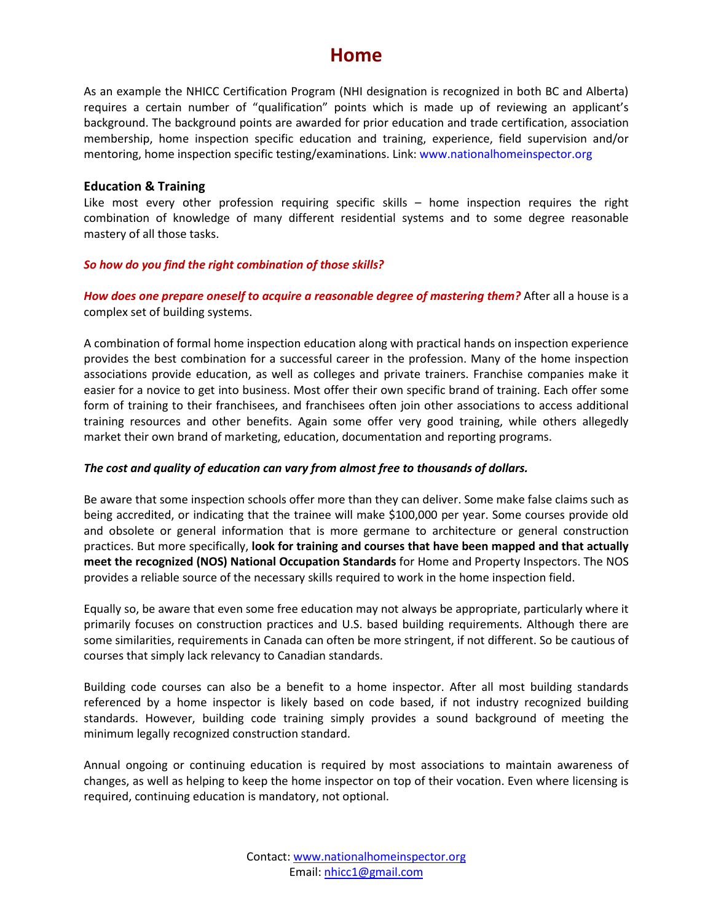# Home

As an example the NHICC Certification Program (NHI designation is recognized in both BC and Alberta) requires a certain number of "qualification" points which is made up of reviewing an applicant's background. The background points are awarded for prior education and trade certification, association membership, home inspection specific education and training, experience, field supervision and/or mentoring, home inspection specific testing/examinations. Link: www.nationalhomeinspector.org

### Education & Training

Like most every other profession requiring specific skills – home inspection requires the right combination of knowledge of many different residential systems and to some degree reasonable mastery of all those tasks.

***So how do you find the right combination of those skills?***

***How does one prepare oneself to acquire a reasonable degree of mastering them?*** After all a house is a complex set of building systems.

A combination of formal home inspection education along with practical hands on inspection experience provides the best combination for a successful career in the profession. Many of the home inspection associations provide education, as well as colleges and private trainers. Franchise companies make it easier for a novice to get into business. Most offer their own specific brand of training. Each offer some form of training to their franchisees, and franchisees often join other associations to access additional training resources and other benefits. Again some offer very good training, while others allegedly market their own brand of marketing, education, documentation and reporting programs.

***The cost and quality of education can vary from almost free to thousands of dollars.***

Be aware that some inspection schools offer more than they can deliver. Some make false claims such as being accredited, or indicating that the trainee will make $100,000 per year. Some courses provide old and obsolete or general information that is more germane to architecture or general construction practices. But more specifically, **look for training and courses that have been mapped and that actually meet the recognized (NOS) National Occupation Standards** for Home and Property Inspectors. The NOS provides a reliable source of the necessary skills required to work in the home inspection field.

Equally so, be aware that even some free education may not always be appropriate, particularly where it primarily focuses on construction practices and U.S. based building requirements. Although there are some similarities, requirements in Canada can often be more stringent, if not different. So be cautious of courses that simply lack relevancy to Canadian standards.

Building code courses can also be a benefit to a home inspector. After all most building standards referenced by a home inspector is likely based on code based, if not industry recognized building standards. However, building code training simply provides a sound background of meeting the minimum legally recognized construction standard.

Annual ongoing or continuing education is required by most associations to maintain awareness of changes, as well as helping to keep the home inspector on top of their vocation. Even where licensing is required, continuing education is mandatory, not optional.

Contact: www.nationalhomeinspector.org
Email: nhicc1@gmail.com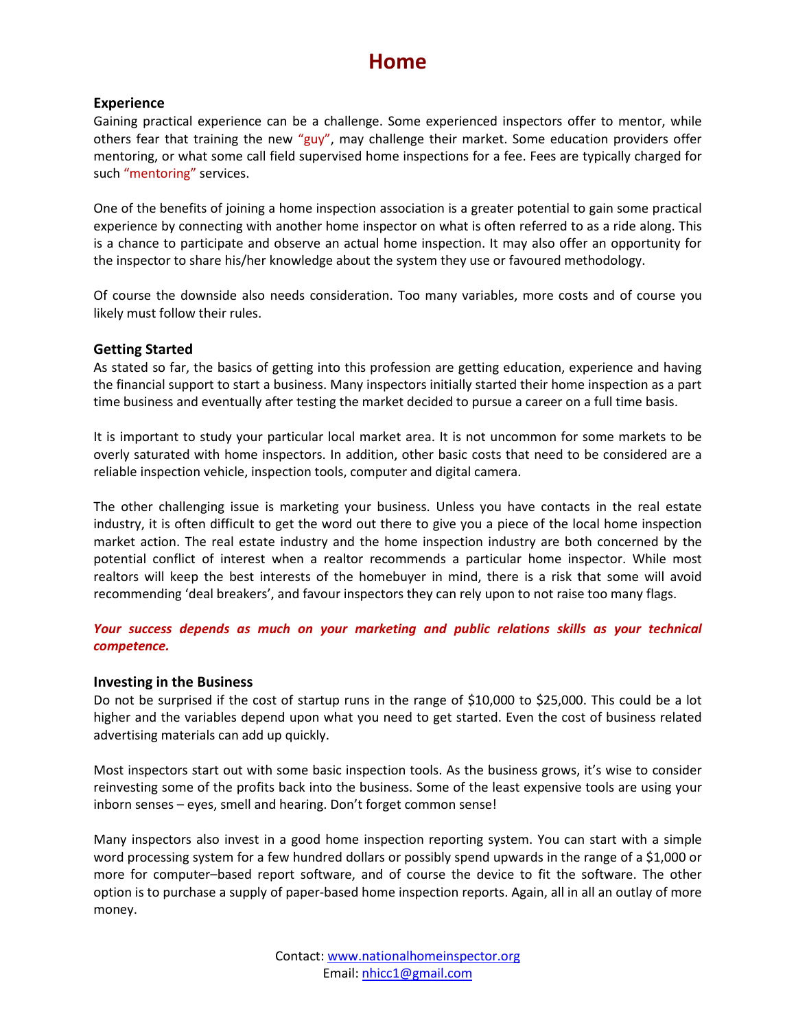# Home

### Experience

Gaining practical experience can be a challenge. Some experienced inspectors offer to mentor, while others fear that training the new "guy", may challenge their market. Some education providers offer mentoring, or what some call field supervised home inspections for a fee. Fees are typically charged for such "mentoring" services.

One of the benefits of joining a home inspection association is a greater potential to gain some practical experience by connecting with another home inspector on what is often referred to as a ride along. This is a chance to participate and observe an actual home inspection. It may also offer an opportunity for the inspector to share his/her knowledge about the system they use or favoured methodology.

Of course the downside also needs consideration. Too many variables, more costs and of course you likely must follow their rules.

### Getting Started

As stated so far, the basics of getting into this profession are getting education, experience and having the financial support to start a business. Many inspectors initially started their home inspection as a part time business and eventually after testing the market decided to pursue a career on a full time basis.

It is important to study your particular local market area. It is not uncommon for some markets to be overly saturated with home inspectors. In addition, other basic costs that need to be considered are a reliable inspection vehicle, inspection tools, computer and digital camera.

The other challenging issue is marketing your business. Unless you have contacts in the real estate industry, it is often difficult to get the word out there to give you a piece of the local home inspection market action. The real estate industry and the home inspection industry are both concerned by the potential conflict of interest when a realtor recommends a particular home inspector. While most realtors will keep the best interests of the homebuyer in mind, there is a risk that some will avoid recommending 'deal breakers', and favour inspectors they can rely upon to not raise too many flags.

***Your success depends as much on your marketing and public relations skills as your technical competence.***

### Investing in the Business

Do not be surprised if the cost of startup runs in the range of $10,000 to $25,000. This could be a lot higher and the variables depend upon what you need to get started. Even the cost of business related advertising materials can add up quickly.

Most inspectors start out with some basic inspection tools. As the business grows, it's wise to consider reinvesting some of the profits back into the business. Some of the least expensive tools are using your inborn senses – eyes, smell and hearing. Don't forget common sense!

Many inspectors also invest in a good home inspection reporting system. You can start with a simple word processing system for a few hundred dollars or possibly spend upwards in the range of a $1,000 or more for computer–based report software, and of course the device to fit the software. The other option is to purchase a supply of paper-based home inspection reports. Again, all in all an outlay of more money.

Contact: www.nationalhomeinspector.org
Email: nhicc1@gmail.com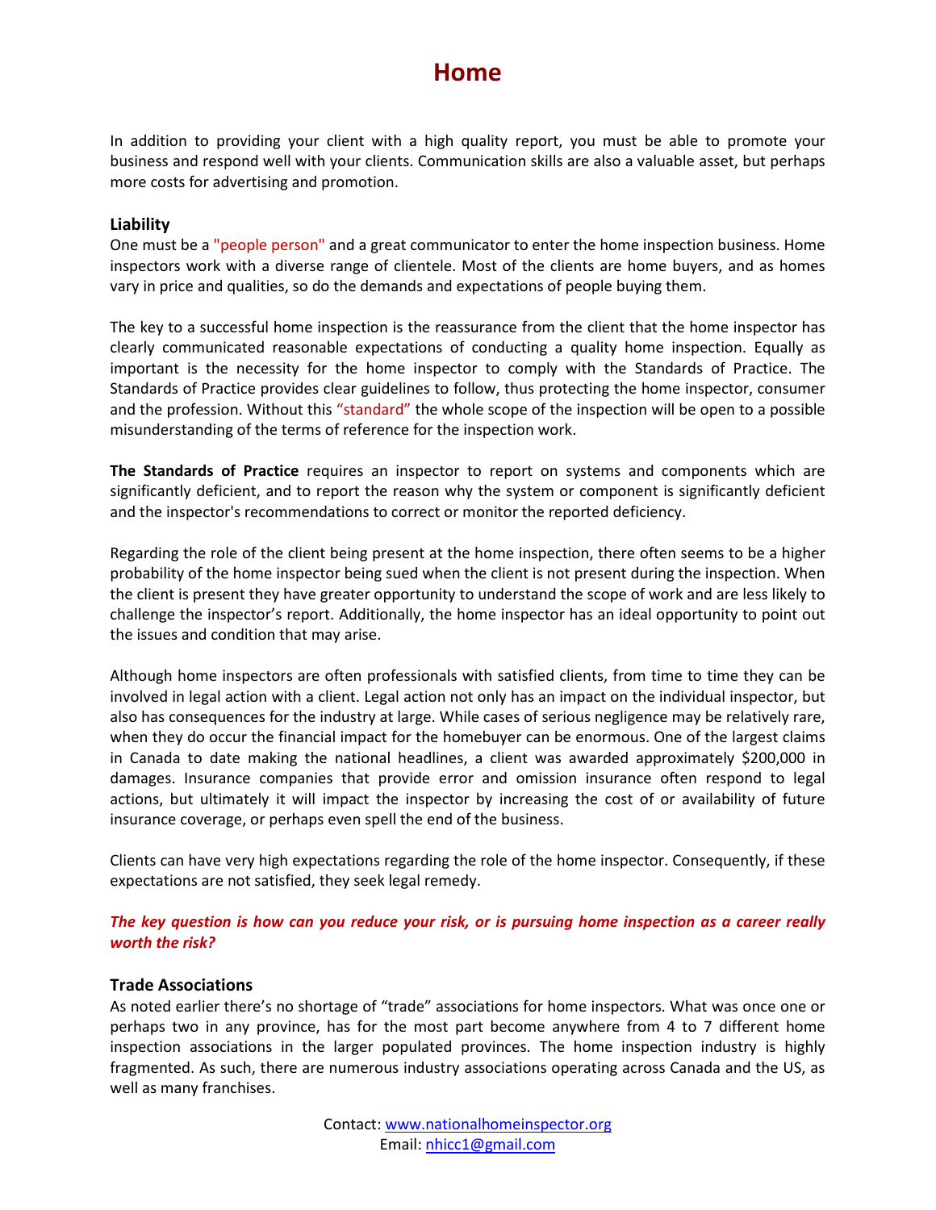# Home

In addition to providing your client with a high quality report, you must be able to promote your business and respond well with your clients. Communication skills are also a valuable asset, but perhaps more costs for advertising and promotion.

### Liability

One must be a "people person" and a great communicator to enter the home inspection business. Home inspectors work with a diverse range of clientele. Most of the clients are home buyers, and as homes vary in price and qualities, so do the demands and expectations of people buying them.

The key to a successful home inspection is the reassurance from the client that the home inspector has clearly communicated reasonable expectations of conducting a quality home inspection. Equally as important is the necessity for the home inspector to comply with the Standards of Practice. The Standards of Practice provides clear guidelines to follow, thus protecting the home inspector, consumer and the profession. Without this "standard" the whole scope of the inspection will be open to a possible misunderstanding of the terms of reference for the inspection work.

**The Standards of Practice** requires an inspector to report on systems and components which are significantly deficient, and to report the reason why the system or component is significantly deficient and the inspector's recommendations to correct or monitor the reported deficiency.

Regarding the role of the client being present at the home inspection, there often seems to be a higher probability of the home inspector being sued when the client is not present during the inspection. When the client is present they have greater opportunity to understand the scope of work and are less likely to challenge the inspector's report. Additionally, the home inspector has an ideal opportunity to point out the issues and condition that may arise.

Although home inspectors are often professionals with satisfied clients, from time to time they can be involved in legal action with a client. Legal action not only has an impact on the individual inspector, but also has consequences for the industry at large. While cases of serious negligence may be relatively rare, when they do occur the financial impact for the homebuyer can be enormous. One of the largest claims in Canada to date making the national headlines, a client was awarded approximately $200,000 in damages. Insurance companies that provide error and omission insurance often respond to legal actions, but ultimately it will impact the inspector by increasing the cost of or availability of future insurance coverage, or perhaps even spell the end of the business.

Clients can have very high expectations regarding the role of the home inspector. Consequently, if these expectations are not satisfied, they seek legal remedy.

***The key question is how can you reduce your risk, or is pursuing home inspection as a career really worth the risk?***

### Trade Associations

As noted earlier there's no shortage of "trade" associations for home inspectors. What was once one or perhaps two in any province, has for the most part become anywhere from 4 to 7 different home inspection associations in the larger populated provinces. The home inspection industry is highly fragmented. As such, there are numerous industry associations operating across Canada and the US, as well as many franchises.

Contact: www.nationalhomeinspector.org
Email: nhicc1@gmail.com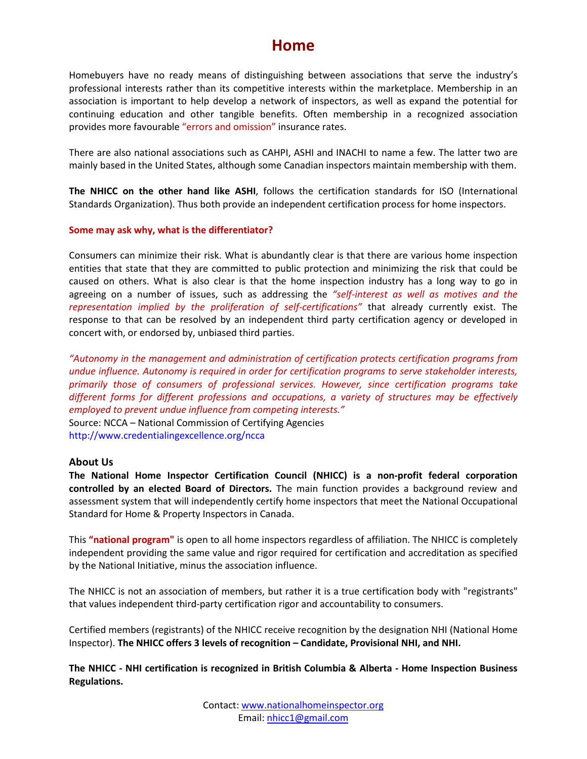# Home

Homebuyers have no ready means of distinguishing between associations that serve the industry's professional interests rather than its competitive interests within the marketplace. Membership in an association is important to help develop a network of inspectors, as well as expand the potential for continuing education and other tangible benefits. Often membership in a recognized association provides more favourable "errors and omission" insurance rates.

There are also national associations such as CAHPI, ASHI and INACHI to name a few. The latter two are mainly based in the United States, although some Canadian inspectors maintain membership with them.

**The NHICC on the other hand like ASHI**, follows the certification standards for ISO (International Standards Organization). Thus both provide an independent certification process for home inspectors.

**Some may ask why, what is the differentiator?**

Consumers can minimize their risk. What is abundantly clear is that there are various home inspection entities that state that they are committed to public protection and minimizing the risk that could be caused on others. What is also clear is that the home inspection industry has a long way to go in agreeing on a number of issues, such as addressing the *"self-interest as well as motives and the representation implied by the proliferation of self-certifications"* that already currently exist. The response to that can be resolved by an independent third party certification agency or developed in concert with, or endorsed by, unbiased third parties.

*"Autonomy in the management and administration of certification protects certification programs from undue influence. Autonomy is required in order for certification programs to serve stakeholder interests, primarily those of consumers of professional services. However, since certification programs take different forms for different professions and occupations, a variety of structures may be effectively employed to prevent undue influence from competing interests."*
Source: NCCA – National Commission of Certifying Agencies
http://www.credentialingexcellence.org/ncca

## About Us

**The National Home Inspector Certification Council (NHICC) is a non-profit federal corporation controlled by an elected Board of Directors.** The main function provides a background review and assessment system that will independently certify home inspectors that meet the National Occupational Standard for Home & Property Inspectors in Canada.

This **"national program"** is open to all home inspectors regardless of affiliation. The NHICC is completely independent providing the same value and rigor required for certification and accreditation as specified by the National Initiative, minus the association influence.

The NHICC is not an association of members, but rather it is a true certification body with "registrants" that values independent third-party certification rigor and accountability to consumers.

Certified members (registrants) of the NHICC receive recognition by the designation NHI (National Home Inspector). **The NHICC offers 3 levels of recognition – Candidate, Provisional NHI, and NHI.**

**The NHICC - NHI certification is recognized in British Columbia & Alberta - Home Inspection Business Regulations.**

Contact: www.nationalhomeinspector.org
Email: nhicc1@gmail.com